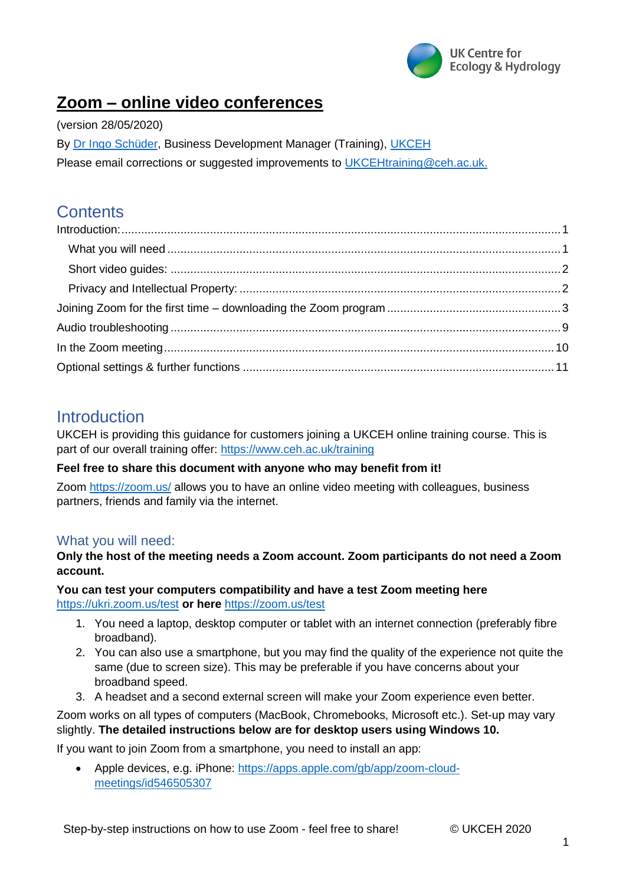UK Centre for Ecology & Hydrology

# Zoom – online video conferences

(version 28/05/2020)

By [Dr Ingo Schüder](), Business Development Manager (Training), [UKCEH]()

Please email corrections or suggested improvements to [UKCEHtraining@ceh.ac.uk.]()

## Contents

- Introduction: 1
  - What you will need 1
  - Short video guides: 2
  - Privacy and Intellectual Property: 2
- Joining Zoom for the first time – downloading the Zoom program 3
- Audio troubleshooting 9
- In the Zoom meeting 10
- Optional settings & further functions 11

## Introduction

UKCEH is providing this guidance for customers joining a UKCEH online training course. This is part of our overall training offer: https://www.ceh.ac.uk/training

**Feel free to share this document with anyone who may benefit from it!**

Zoom https://zoom.us/ allows you to have an online video meeting with colleagues, business partners, friends and family via the internet.

### What you will need:

**Only the host of the meeting needs a Zoom account. Zoom participants do not need a Zoom account.**

**You can test your computers compatibility and have a test Zoom meeting here** https://ukri.zoom.us/test **or here** https://zoom.us/test

1. You need a laptop, desktop computer or tablet with an internet connection (preferably fibre broadband).
2. You can also use a smartphone, but you may find the quality of the experience not quite the same (due to screen size). This may be preferable if you have concerns about your broadband speed.
3. A headset and a second external screen will make your Zoom experience even better.

Zoom works on all types of computers (MacBook, Chromebooks, Microsoft etc.). Set-up may vary slightly. **The detailed instructions below are for desktop users using Windows 10.**

If you want to join Zoom from a smartphone, you need to install an app:

- Apple devices, e.g. iPhone: https://apps.apple.com/gb/app/zoom-cloud-meetings/id546505307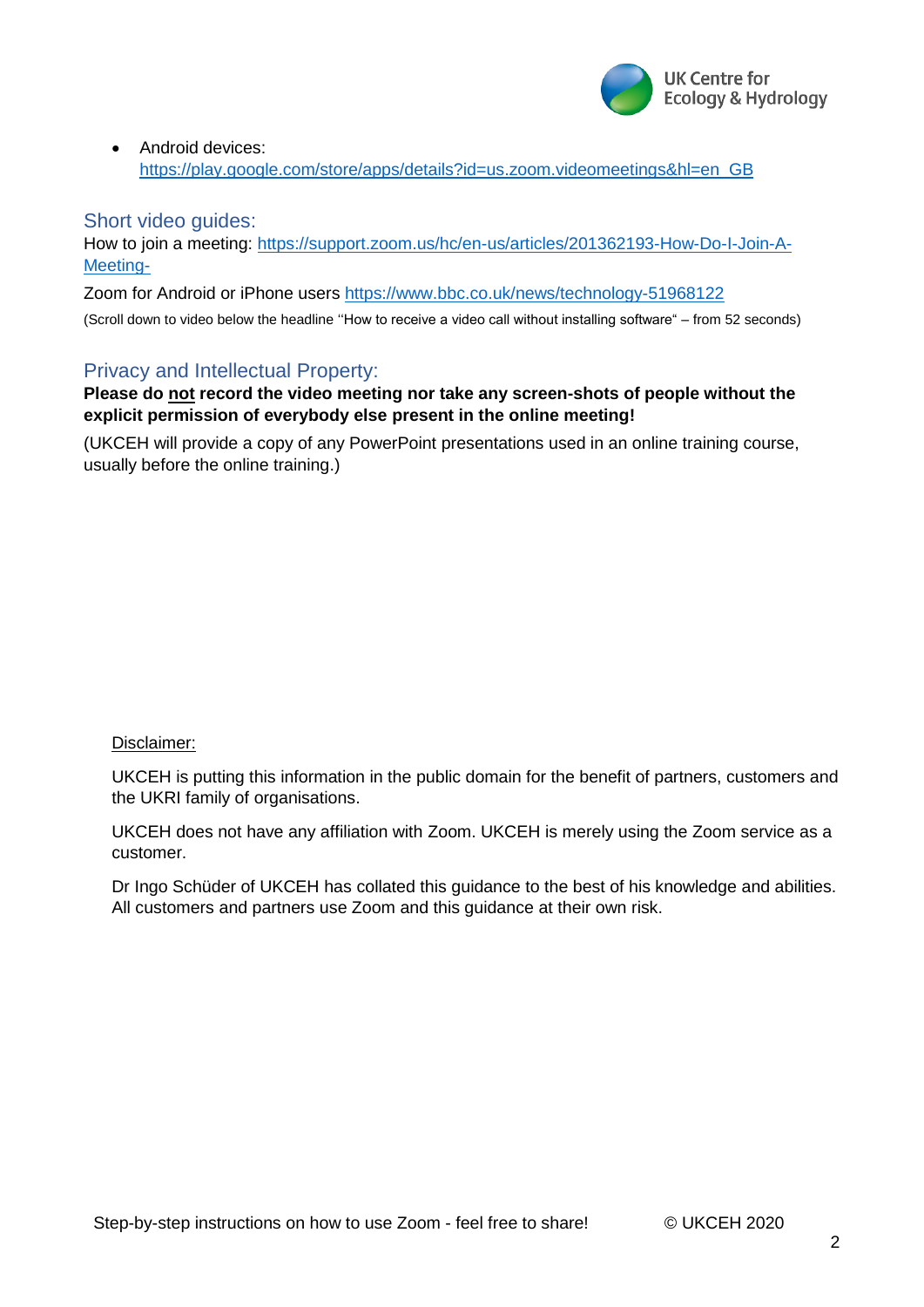- Android devices: https://play.google.com/store/apps/details?id=us.zoom.videomeetings&hl=en_GB

## Short video guides:

How to join a meeting: https://support.zoom.us/hc/en-us/articles/201362193-How-Do-I-Join-A-Meeting-

Zoom for Android or iPhone users https://www.bbc.co.uk/news/technology-51968122

(Scroll down to video below the headline ''How to receive a video call without installing software" – from 52 seconds)

## Privacy and Intellectual Property:

**Please do <u>not</u> record the video meeting nor take any screen-shots of people without the explicit permission of everybody else present in the online meeting!**

(UKCEH will provide a copy of any PowerPoint presentations used in an online training course, usually before the online training.)

<u>Disclaimer:</u>

UKCEH is putting this information in the public domain for the benefit of partners, customers and the UKRI family of organisations.

UKCEH does not have any affiliation with Zoom. UKCEH is merely using the Zoom service as a customer.

Dr Ingo Schüder of UKCEH has collated this guidance to the best of his knowledge and abilities. All customers and partners use Zoom and this guidance at their own risk.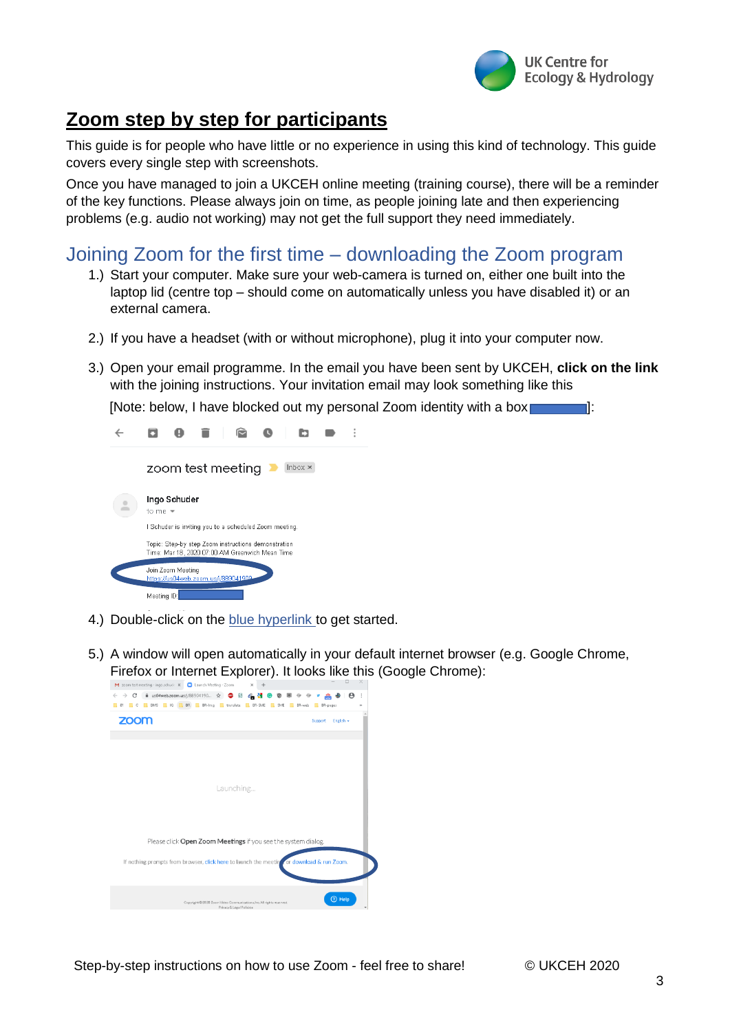# Zoom step by step for participants

This guide is for people who have little or no experience in using this kind of technology. This guide covers every single step with screenshots.

Once you have managed to join a UKCEH online meeting (training course), there will be a reminder of the key functions. Please always join on time, as people joining late and then experiencing problems (e.g. audio not working) may not get the full support they need immediately.

## Joining Zoom for the first time – downloading the Zoom program

1.) Start your computer. Make sure your web-camera is turned on, either one built into the laptop lid (centre top – should come on automatically unless you have disabled it) or an external camera.

2.) If you have a headset (with or without microphone), plug it into your computer now.

3.) Open your email programme. In the email you have been sent by UKCEH, **click on the link** with the joining instructions. Your invitation email may look something like this

[Note: below, I have blocked out my personal Zoom identity with a box ]:

4.) Double-click on the blue hyperlink to get started.

5.) A window will open automatically in your default internet browser (e.g. Google Chrome, Firefox or Internet Explorer). It looks like this (Google Chrome):

Step-by-step instructions on how to use Zoom - feel free to share! © UKCEH 2020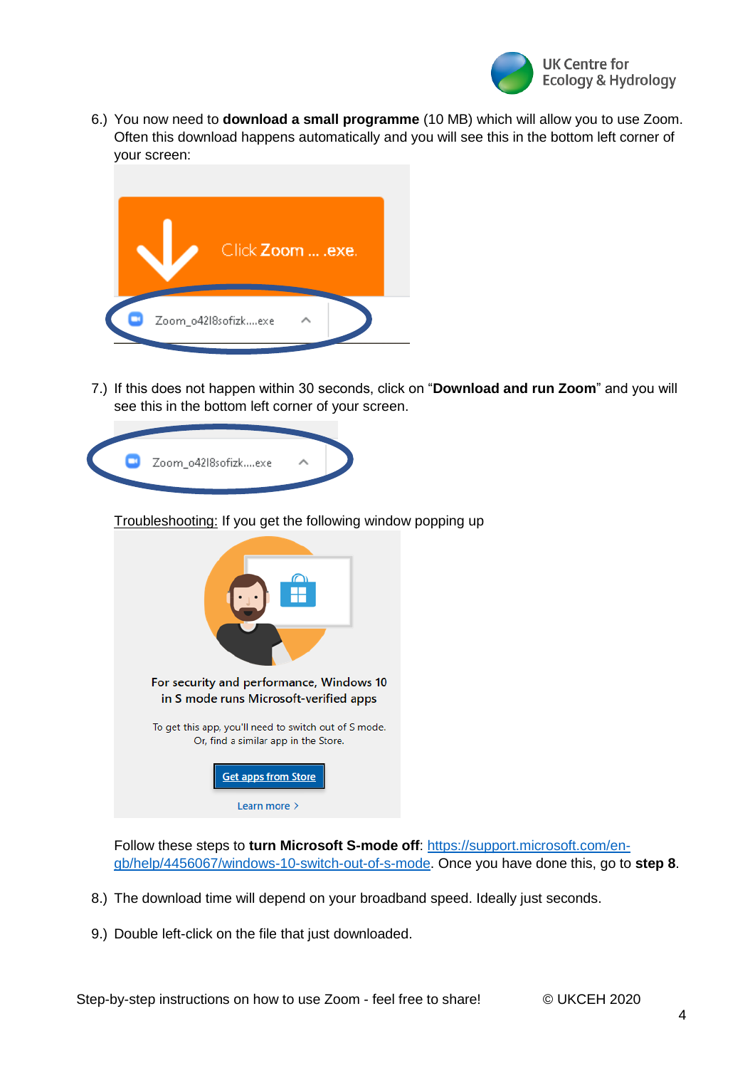6.) You now need to **download a small programme** (10 MB) which will allow you to use Zoom. Often this download happens automatically and you will see this in the bottom left corner of your screen:

7.) If this does not happen within 30 seconds, click on "**Download and run Zoom**" and you will see this in the bottom left corner of your screen.

Troubleshooting: If you get the following window popping up

Follow these steps to **turn Microsoft S-mode off**: [https://support.microsoft.com/en-gb/help/4456067/windows-10-switch-out-of-s-mode](https://support.microsoft.com/en-gb/help/4456067/windows-10-switch-out-of-s-mode). Once you have done this, go to **step 8**.

8.) The download time will depend on your broadband speed. Ideally just seconds.

9.) Double left-click on the file that just downloaded.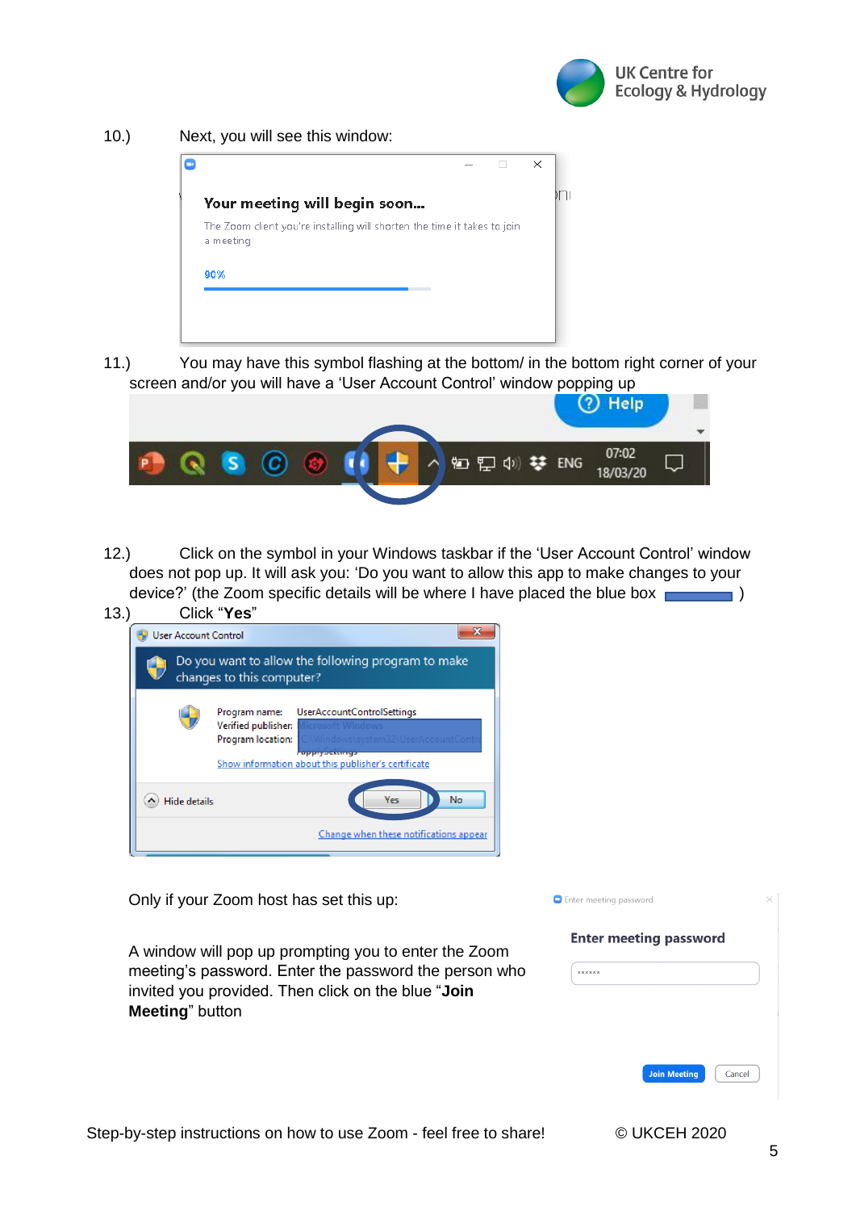10.) Next, you will see this window:

11.) You may have this symbol flashing at the bottom/ in the bottom right corner of your screen and/or you will have a 'User Account Control' window popping up

12.) Click on the symbol in your Windows taskbar if the 'User Account Control' window does not pop up. It will ask you: 'Do you want to allow this app to make changes to your device?' (the Zoom specific details will be where I have placed the blue box )

13.) Click "**Yes**"

Only if your Zoom host has set this up:

A window will pop up prompting you to enter the Zoom meeting's password. Enter the password the person who invited you provided. Then click on the blue "**Join Meeting**" button

Step-by-step instructions on how to use Zoom - feel free to share! © UKCEH 2020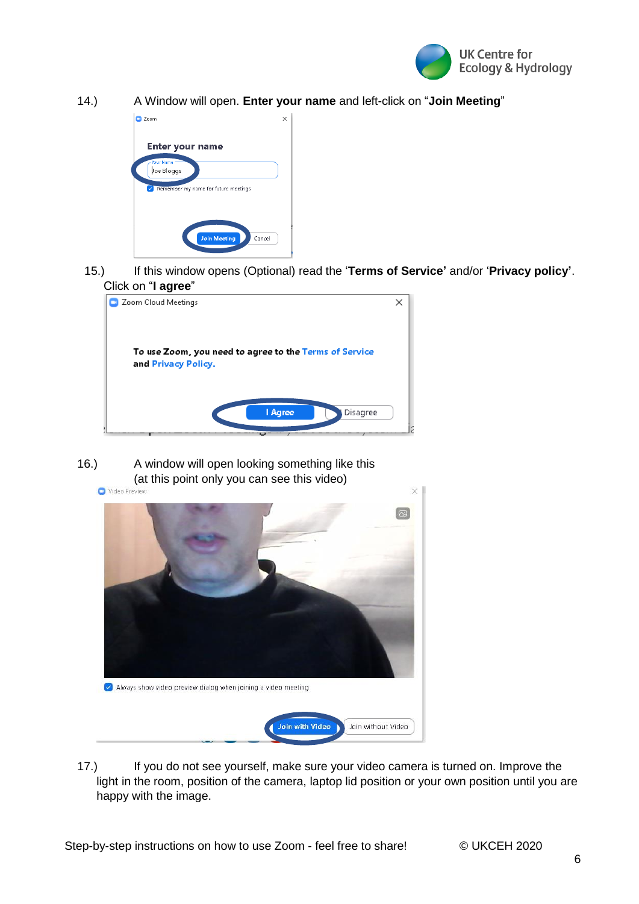14.) A Window will open. **Enter your name** and left-click on "**Join Meeting**"

15.) If this window opens (Optional) read the '**Terms of Service'** and/or '**Privacy policy'**. Click on "**I agree**"

16.) A window will open looking something like this (at this point only you can see this video)

17.) If you do not see yourself, make sure your video camera is turned on. Improve the light in the room, position of the camera, laptop lid position or your own position until you are happy with the image.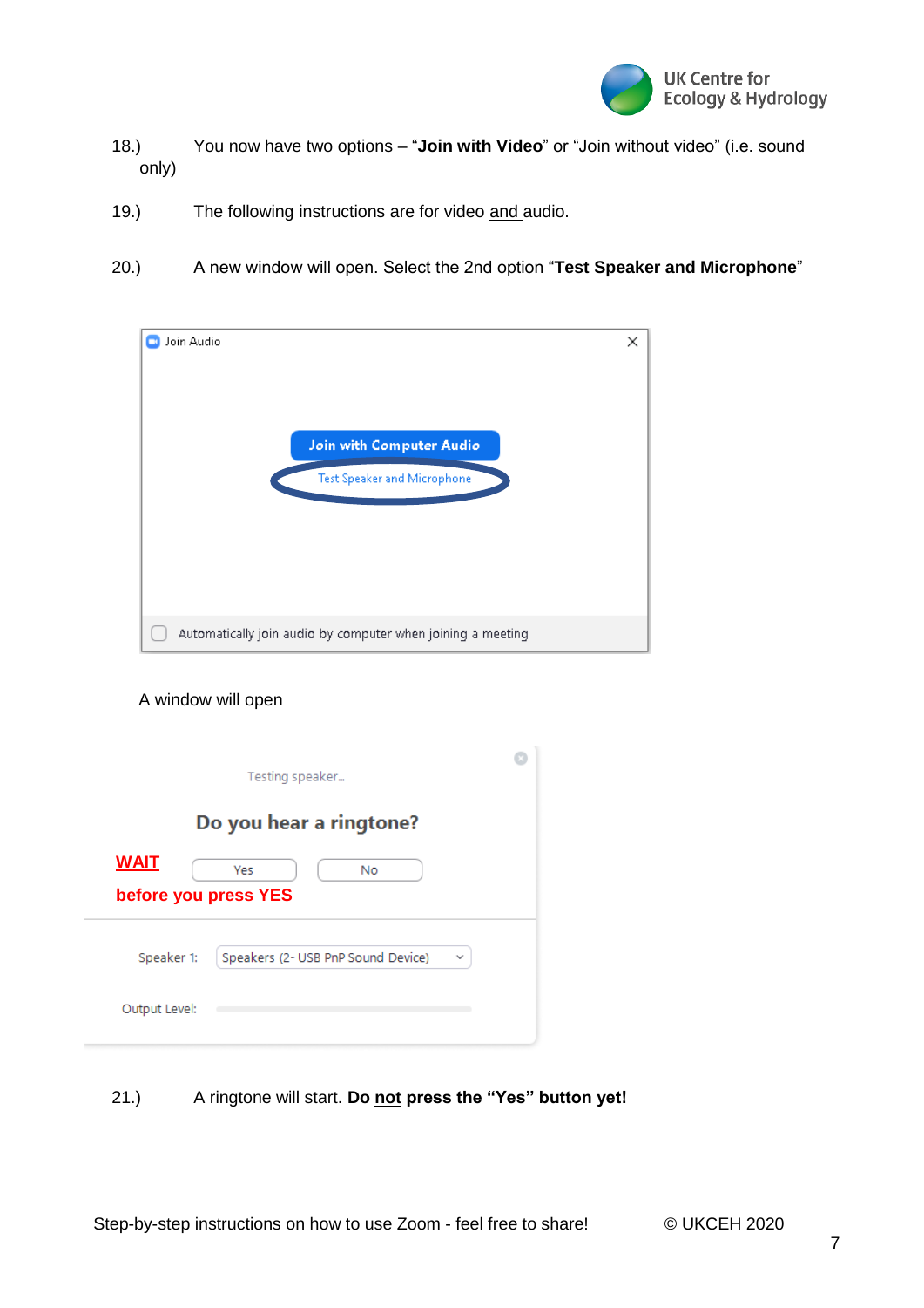18.) You now have two options – "**Join with Video**" or "Join without video" (i.e. sound only)

19.) The following instructions are for video <u>and</u> audio.

20.) A new window will open. Select the 2nd option "**Test Speaker and Microphone**"

Join Audio

Join with Computer Audio

Test Speaker and Microphone

Automatically join audio by computer when joining a meeting

A window will open

Testing speaker...

Do you hear a ringtone?

**WAIT before you press YES**

Yes No

Speaker 1: Speakers (2- USB PnP Sound Device)

Output Level:

21.) A ringtone will start. **Do <u>not</u> press the "Yes" button yet!**

Step-by-step instructions on how to use Zoom - feel free to share! © UKCEH 2020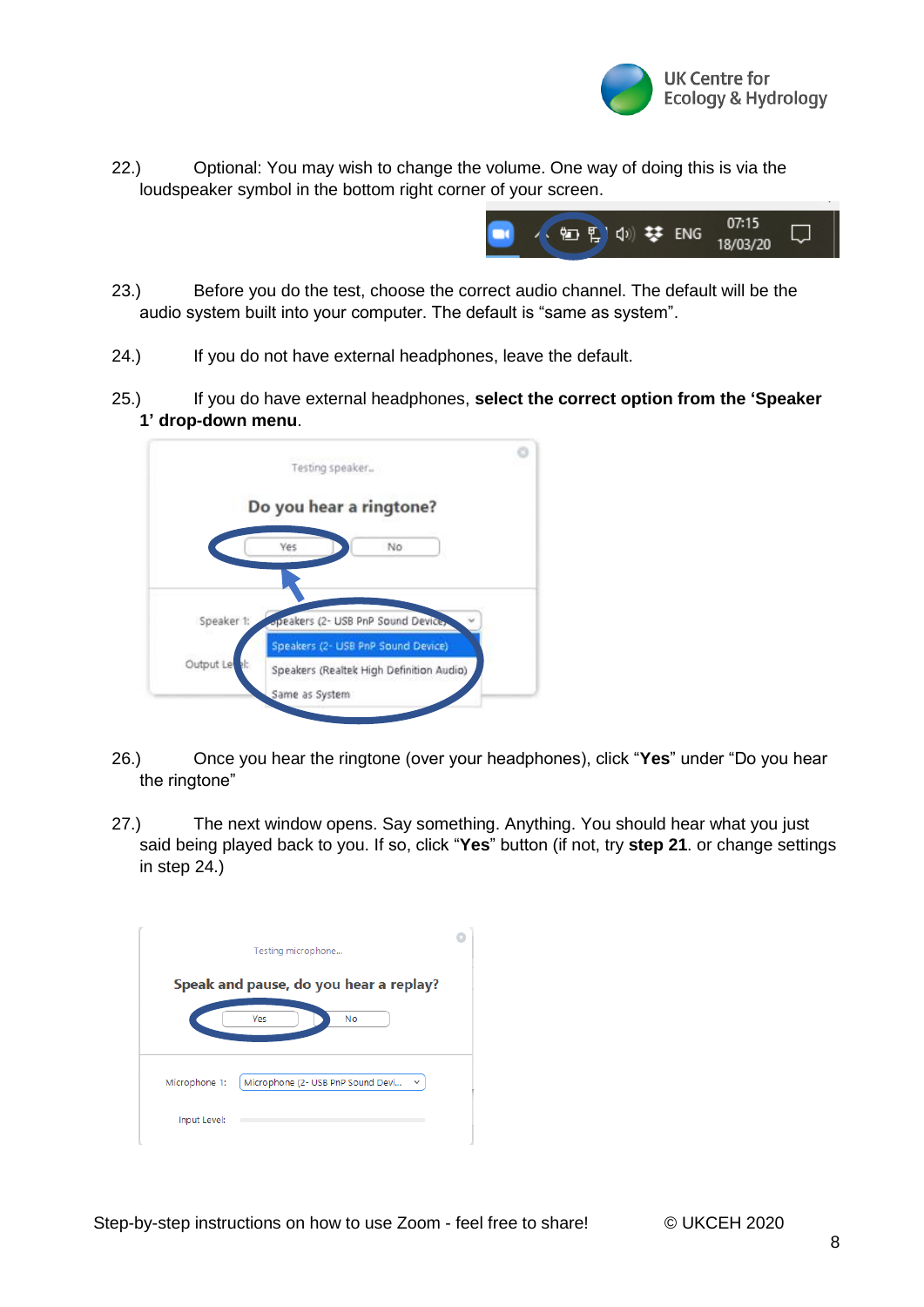22.) Optional: You may wish to change the volume. One way of doing this is via the loudspeaker symbol in the bottom right corner of your screen.

23.) Before you do the test, choose the correct audio channel. The default will be the audio system built into your computer. The default is "same as system".

24.) If you do not have external headphones, leave the default.

25.) If you do have external headphones, **select the correct option from the 'Speaker 1' drop-down menu**.

26.) Once you hear the ringtone (over your headphones), click "**Yes**" under "Do you hear the ringtone"

27.) The next window opens. Say something. Anything. You should hear what you just said being played back to you. If so, click "**Yes**" button (if not, try **step 21**. or change settings in step 24.)

Step-by-step instructions on how to use Zoom - feel free to share! © UKCEH 2020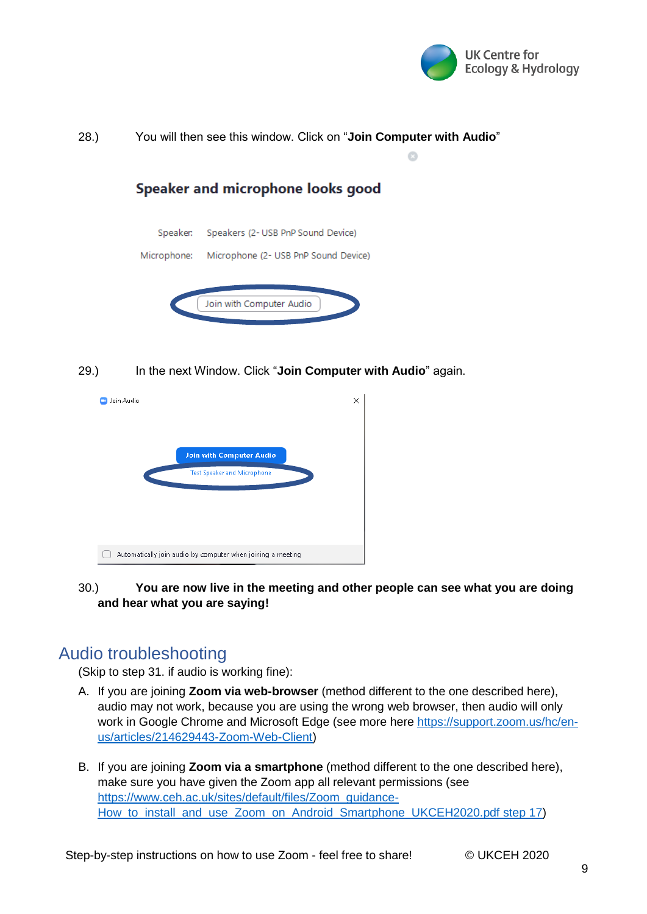28.) You will then see this window. Click on "**Join Computer with Audio**"

29.) In the next Window. Click "**Join Computer with Audio**" again.

30.) **You are now live in the meeting and other people can see what you are doing and hear what you are saying!**

## Audio troubleshooting

(Skip to step 31. if audio is working fine):

A. If you are joining **Zoom via web-browser** (method different to the one described here), audio may not work, because you are using the wrong web browser, then audio will only work in Google Chrome and Microsoft Edge (see more here [https://support.zoom.us/hc/en-us/articles/214629443-Zoom-Web-Client](https://support.zoom.us/hc/en-us/articles/214629443-Zoom-Web-Client))

B. If you are joining **Zoom via a smartphone** (method different to the one described here), make sure you have given the Zoom app all relevant permissions (see [https://www.ceh.ac.uk/sites/default/files/Zoom_guidance-How_to_install_and_use_Zoom_on_Android_Smartphone_UKCEH2020.pdf step 17](https://www.ceh.ac.uk/sites/default/files/Zoom_guidance-How_to_install_and_use_Zoom_on_Android_Smartphone_UKCEH2020.pdf))

Step-by-step instructions on how to use Zoom - feel free to share! © UKCEH 2020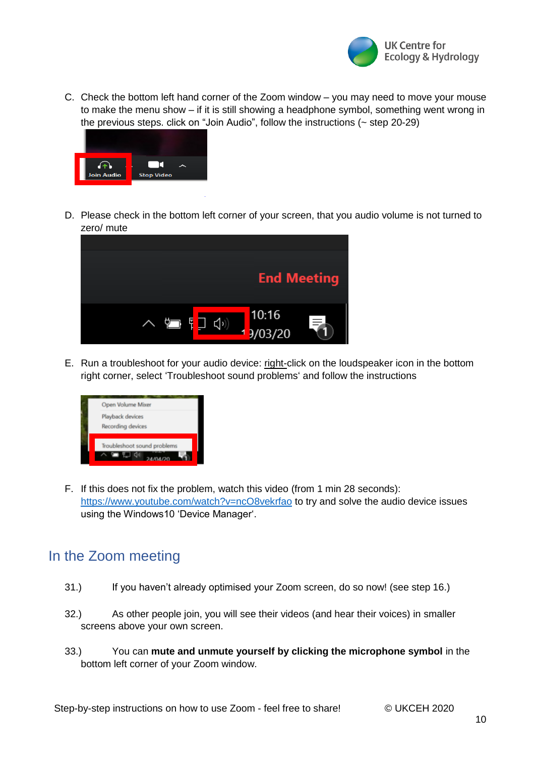C. Check the bottom left hand corner of the Zoom window – you may need to move your mouse to make the menu show – if it is still showing a headphone symbol, something went wrong in the previous steps. click on “Join Audio”, follow the instructions (~ step 20-29)

D. Please check in the bottom left corner of your screen, that you audio volume is not turned to zero/ mute

E. Run a troubleshoot for your audio device: right-click on the loudspeaker icon in the bottom right corner, select ‘Troubleshoot sound problems‘ and follow the instructions

F. If this does not fix the problem, watch this video (from 1 min 28 seconds): [https://www.youtube.com/watch?v=ncO8vekrfao](https://www.youtube.com/watch?v=ncO8vekrfao) to try and solve the audio device issues using the Windows10 ‘Device Manager‘.

## In the Zoom meeting

31.) If you haven’t already optimised your Zoom screen, do so now! (see step 16.)

32.) As other people join, you will see their videos (and hear their voices) in smaller screens above your own screen.

33.) You can **mute and unmute yourself by clicking the microphone symbol** in the bottom left corner of your Zoom window.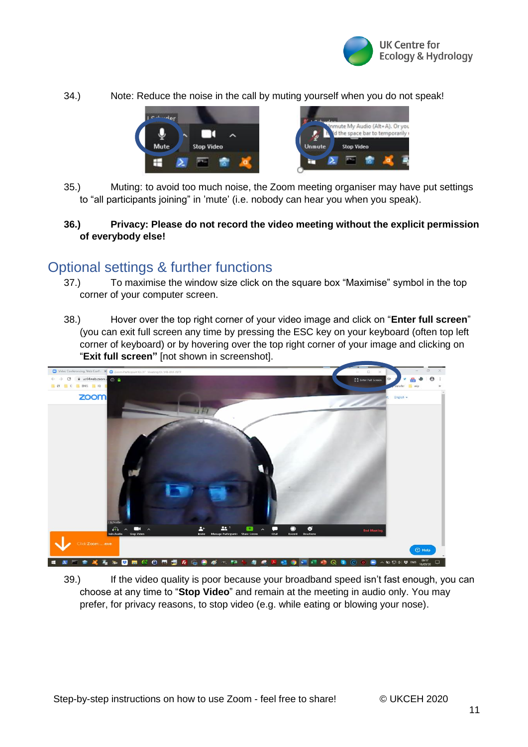34.) Note: Reduce the noise in the call by muting yourself when you do not speak!

35.) Muting: to avoid too much noise, the Zoom meeting organiser may have put settings to “all participants joining” in ’mute’ (i.e. nobody can hear you when you speak).

**36.) Privacy: Please do not record the video meeting without the explicit permission of everybody else!**

## Optional settings & further functions

37.) To maximise the window size click on the square box “Maximise” symbol in the top corner of your computer screen.

38.) Hover over the top right corner of your video image and click on “**Enter full screen**” (you can exit full screen any time by pressing the ESC key on your keyboard (often top left corner of keyboard) or by hovering over the top right corner of your image and clicking on “**Exit full screen”** [not shown in screenshot].

39.) If the video quality is poor because your broadband speed isn’t fast enough, you can choose at any time to “**Stop Video**” and remain at the meeting in audio only. You may prefer, for privacy reasons, to stop video (e.g. while eating or blowing your nose).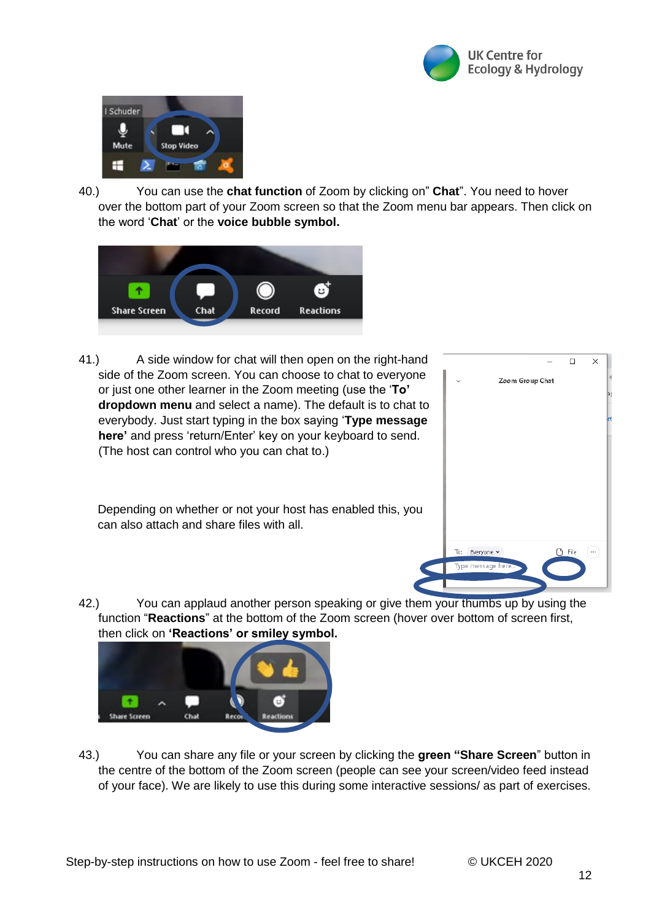40.) You can use the **chat function** of Zoom by clicking on" **Chat**". You need to hover over the bottom part of your Zoom screen so that the Zoom menu bar appears. Then click on the word '**Chat**' or the **voice bubble symbol.**

41.) A side window for chat will then open on the right-hand side of the Zoom screen. You can choose to chat to everyone or just one other learner in the Zoom meeting (use the '**To' dropdown menu** and select a name). The default is to chat to everybody. Just start typing in the box saying '**Type message here'** and press 'return/Enter' key on your keyboard to send. (The host can control who you can chat to.)

Depending on whether or not your host has enabled this, you can also attach and share files with all.

42.) You can applaud another person speaking or give them your thumbs up by using the function "**Reactions**" at the bottom of the Zoom screen (hover over bottom of screen first, then click on **'Reactions' or smiley symbol.**

43.) You can share any file or your screen by clicking the **green "Share Screen**" button in the centre of the bottom of the Zoom screen (people can see your screen/video feed instead of your face). We are likely to use this during some interactive sessions/ as part of exercises.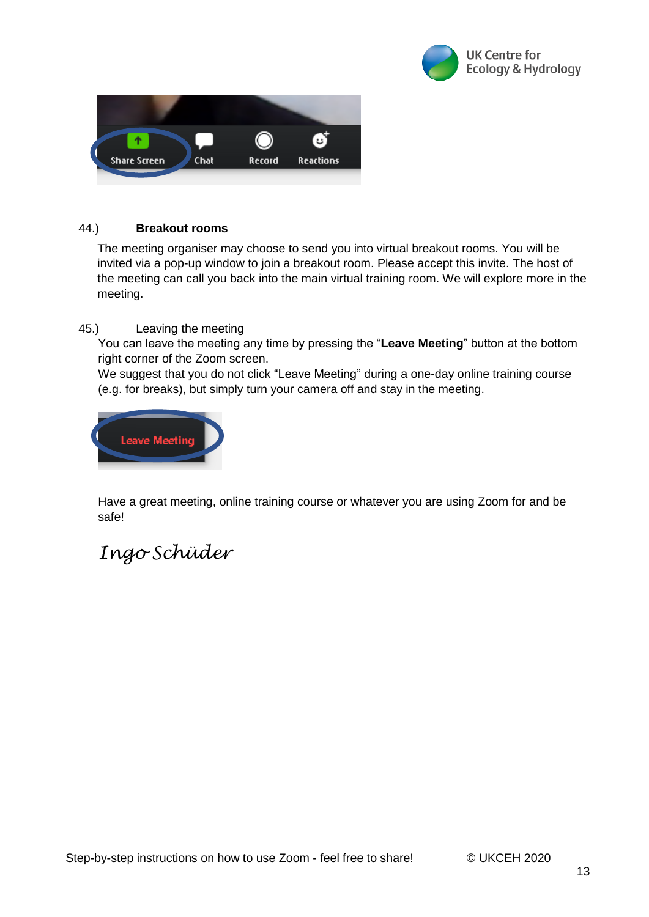44.) **Breakout rooms**

The meeting organiser may choose to send you into virtual breakout rooms. You will be invited via a pop-up window to join a breakout room. Please accept this invite. The host of the meeting can call you back into the main virtual training room. We will explore more in the meeting.

45.) Leaving the meeting

You can leave the meeting any time by pressing the "**Leave Meeting**" button at the bottom right corner of the Zoom screen.
We suggest that you do not click "Leave Meeting" during a one-day online training course (e.g. for breaks), but simply turn your camera off and stay in the meeting.

Have a great meeting, online training course or whatever you are using Zoom for and be safe!

*Ingo Schüder*

Step-by-step instructions on how to use Zoom - feel free to share! © UKCEH 2020